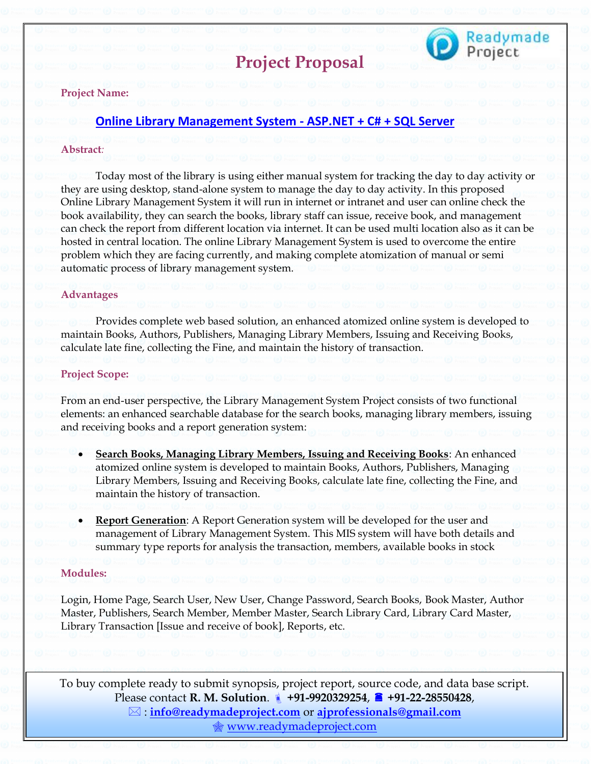# Project Proposal

**Project Name:**

**[Online Library Management System - ASP.NET + C# + SQL Server]**

**Abstract:**

Today most of the library is using either manual system for tracking the day to day activity or they are using desktop, stand-alone system to manage the day to day activity. In this proposed Online Library Management System it will run in internet or intranet and user can online check the book availability, they can search the books, library staff can issue, receive book, and management can check the report from different location via internet. It can be used multi location also as it can be hosted in central location. The online Library Management System is used to overcome the entire problem which they are facing currently, and making complete atomization of manual or semi automatic process of library management system.

**Advantages**

Provides complete web based solution, an enhanced atomized online system is developed to maintain Books, Authors, Publishers, Managing Library Members, Issuing and Receiving Books, calculate late fine, collecting the Fine, and maintain the history of transaction.

**Project Scope:**

From an end-user perspective, the Library Management System Project consists of two functional elements: an enhanced searchable database for the search books, managing library members, issuing and receiving books and a report generation system:

- **Search Books, Managing Library Members, Issuing and Receiving Books**: An enhanced atomized online system is developed to maintain Books, Authors, Publishers, Managing Library Members, Issuing and Receiving Books, calculate late fine, collecting the Fine, and maintain the history of transaction.
- **Report Generation**: A Report Generation system will be developed for the user and management of Library Management System. This MIS system will have both details and summary type reports for analysis the transaction, members, available books in stock

**Modules:**

Login, Home Page, Search User, New User, Change Password, Search Books, Book Master, Author Master, Publishers, Search Member, Member Master, Search Library Card, Library Card Master, Library Transaction [Issue and receive of book], Reports, etc.

To buy complete ready to submit synopsis, project report, source code, and data base script.
Please contact **R. M. Solution**. **+91-9920329254**, **+91-22-28550428**,
: **info@readymadeproject.com** or **ajprofessionals@gmail.com**
www.readymadeproject.com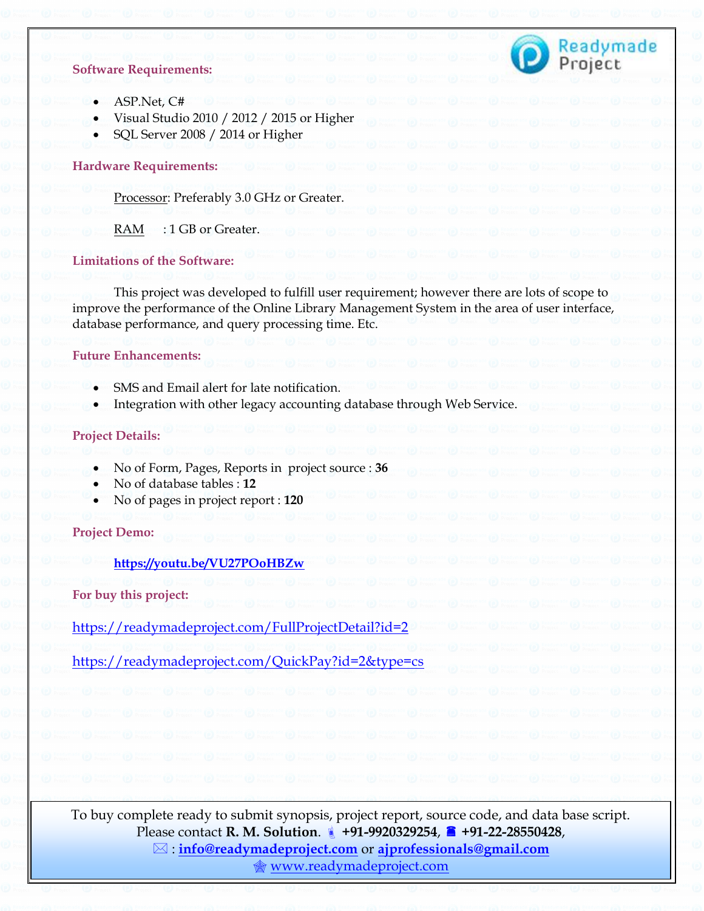**Software Requirements:**

- ASP.Net, C#
- Visual Studio 2010 / 2012 / 2015 or Higher
- SQL Server 2008 / 2014 or Higher

**Hardware Requirements:**

Processor: Preferably 3.0 GHz or Greater.

RAM : 1 GB or Greater.

**Limitations of the Software:**

This project was developed to fulfill user requirement; however there are lots of scope to improve the performance of the Online Library Management System in the area of user interface, database performance, and query processing time. Etc.

**Future Enhancements:**

- SMS and Email alert for late notification.
- Integration with other legacy accounting database through Web Service.

**Project Details:**

- No of Form, Pages, Reports in project source : **36**
- No of database tables : **12**
- No of pages in project report : **120**

**Project Demo:**

https://youtu.be/VU27POoHBZw

**For buy this project:**

https://readymadeproject.com/FullProjectDetail?id=2

https://readymadeproject.com/QuickPay?id=2&type=cs

To buy complete ready to submit synopsis, project report, source code, and data base script. Please contact **R. M. Solution**. **+91-9920329254**, **+91-22-28550428**,
: **info@readymadeproject.com** or **ajprofessionals@gmail.com**
www.readymadeproject.com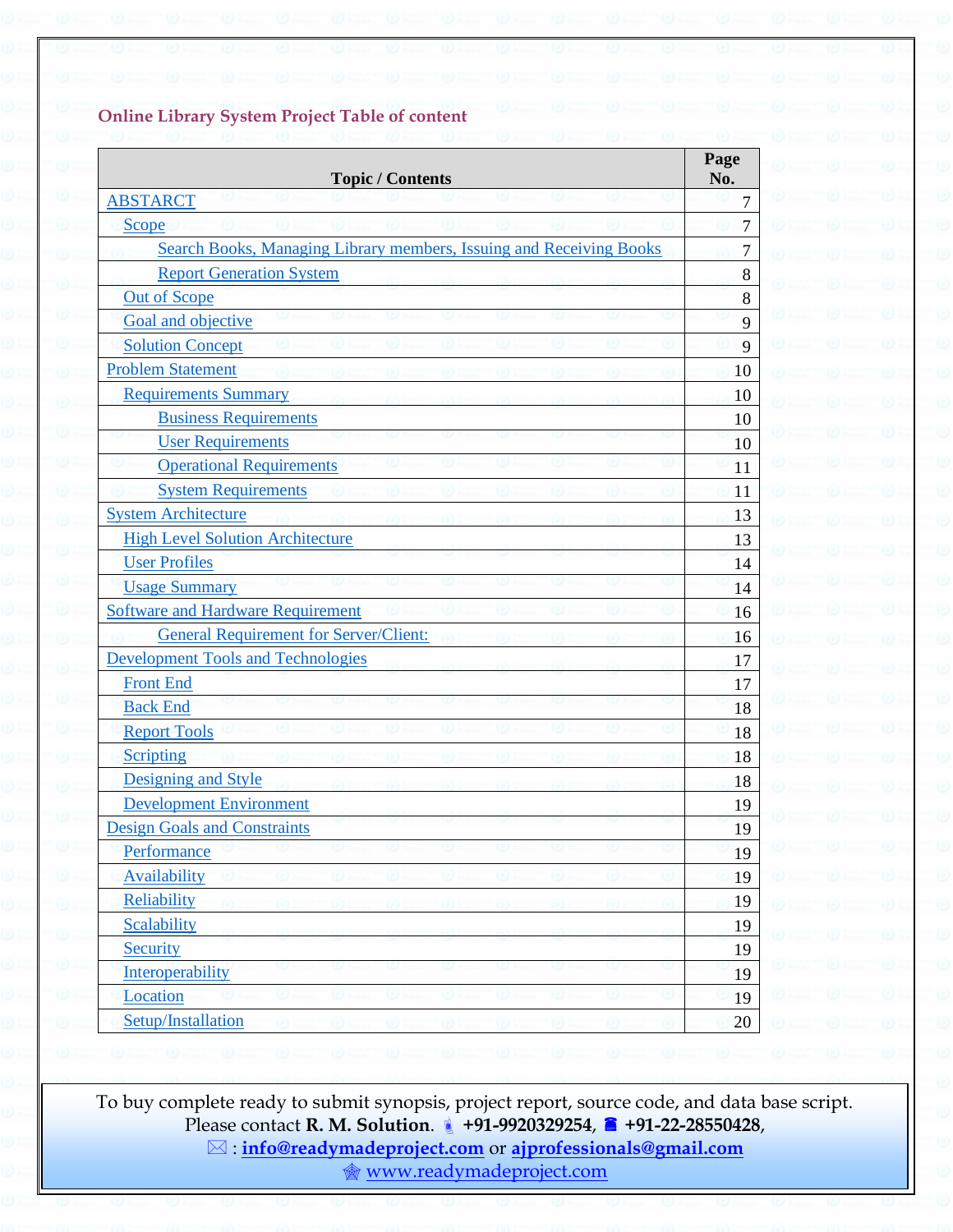### Online Library System Project Table of content

| Topic / Contents | Page No. |
|---|---|
| ABSTARCT | 7 |
| Scope | 7 |
| Search Books, Managing Library members, Issuing and Receiving Books | 7 |
| Report Generation System | 8 |
| Out of Scope | 8 |
| Goal and objective | 9 |
| Solution Concept | 9 |
| Problem Statement | 10 |
| Requirements Summary | 10 |
| Business Requirements | 10 |
| User Requirements | 10 |
| Operational Requirements | 11 |
| System Requirements | 11 |
| System Architecture | 13 |
| High Level Solution Architecture | 13 |
| User Profiles | 14 |
| Usage Summary | 14 |
| Software and Hardware Requirement | 16 |
| General Requirement for Server/Client: | 16 |
| Development Tools and Technologies | 17 |
| Front End | 17 |
| Back End | 18 |
| Report Tools | 18 |
| Scripting | 18 |
| Designing and Style | 18 |
| Development Environment | 19 |
| Design Goals and Constraints | 19 |
| Performance | 19 |
| Availability | 19 |
| Reliability | 19 |
| Scalability | 19 |
| Security | 19 |
| Interoperability | 19 |
| Location | 19 |
| Setup/Installation | 20 |

To buy complete ready to submit synopsis, project report, source code, and data base script.
Please contact **R. M. Solution**. **+91-9920329254**, **+91-22-28550428**,
: **info@readymadeproject.com** or **ajprofessionals@gmail.com**
www.readymadeproject.com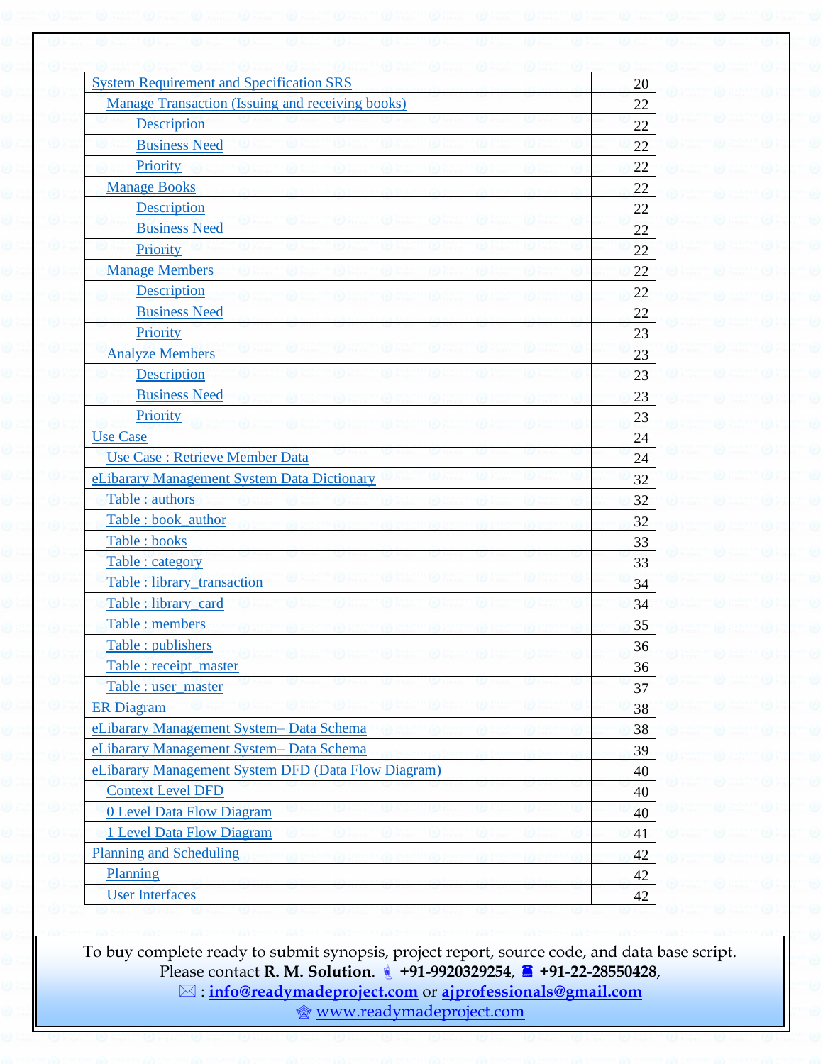| | |
|---|---|
| System Requirement and Specification SRS | 20 |
| Manage Transaction (Issuing and receiving books) | 22 |
| Description | 22 |
| Business Need | 22 |
| Priority | 22 |
| Manage Books | 22 |
| Description | 22 |
| Business Need | 22 |
| Priority | 22 |
| Manage Members | 22 |
| Description | 22 |
| Business Need | 22 |
| Priority | 23 |
| Analyze Members | 23 |
| Description | 23 |
| Business Need | 23 |
| Priority | 23 |
| Use Case | 24 |
| Use Case : Retrieve Member Data | 24 |
| eLibarary Management System Data Dictionary | 32 |
| Table : authors | 32 |
| Table : book_author | 32 |
| Table : books | 33 |
| Table : category | 33 |
| Table : library_transaction | 34 |
| Table : library_card | 34 |
| Table : members | 35 |
| Table : publishers | 36 |
| Table : receipt_master | 36 |
| Table : user_master | 37 |
| ER Diagram | 38 |
| eLibarary Management System– Data Schema | 38 |
| eLibarary Management System– Data Schema | 39 |
| eLibarary Management System DFD (Data Flow Diagram) | 40 |
| Context Level DFD | 40 |
| 0 Level Data Flow Diagram | 40 |
| 1 Level Data Flow Diagram | 41 |
| Planning and Scheduling | 42 |
| Planning | 42 |
| User Interfaces | 42 |

To buy complete ready to submit synopsis, project report, source code, and data base script.
Please contact **R. M. Solution**. **+91-9920329254**, **+91-22-28550428**,
: **info@readymadeproject.com** or **ajprofessionals@gmail.com**
www.readymadeproject.com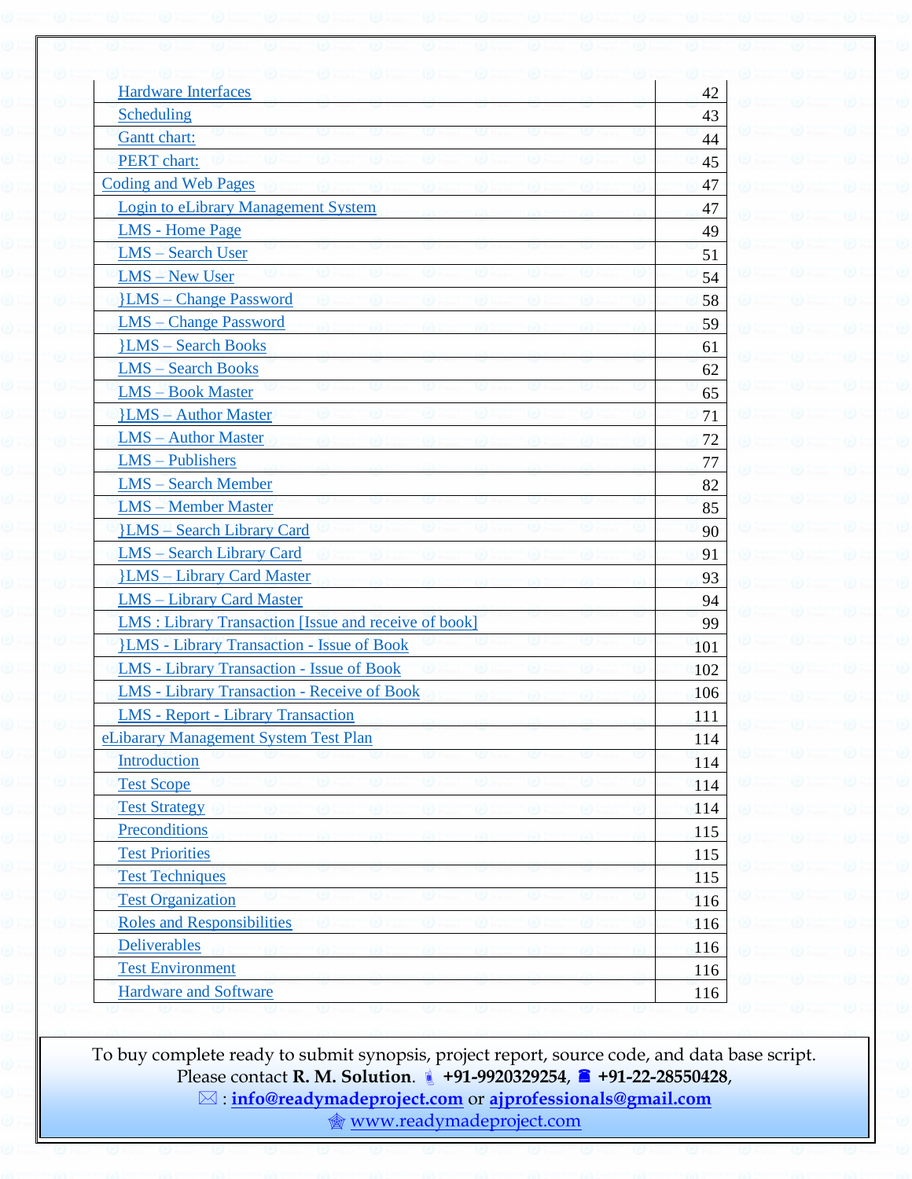| | |
|---|---|
| Hardware Interfaces | 42 |
| Scheduling | 43 |
| Gantt chart: | 44 |
| PERT chart: | 45 |
| Coding and Web Pages | 47 |
| Login to eLibrary Management System | 47 |
| LMS - Home Page | 49 |
| LMS – Search User | 51 |
| LMS – New User | 54 |
| }LMS – Change Password | 58 |
| LMS – Change Password | 59 |
| }LMS – Search Books | 61 |
| LMS – Search Books | 62 |
| LMS – Book Master | 65 |
| }LMS – Author Master | 71 |
| LMS – Author Master | 72 |
| LMS – Publishers | 77 |
| LMS – Search Member | 82 |
| LMS – Member Master | 85 |
| }LMS – Search Library Card | 90 |
| LMS – Search Library Card | 91 |
| }LMS – Library Card Master | 93 |
| LMS – Library Card Master | 94 |
| LMS : Library Transaction [Issue and receive of book] | 99 |
| }LMS - Library Transaction - Issue of Book | 101 |
| LMS - Library Transaction - Issue of Book | 102 |
| LMS - Library Transaction - Receive of Book | 106 |
| LMS - Report - Library Transaction | 111 |
| eLibarary Management System Test Plan | 114 |
| Introduction | 114 |
| Test Scope | 114 |
| Test Strategy | 114 |
| Preconditions | 115 |
| Test Priorities | 115 |
| Test Techniques | 115 |
| Test Organization | 116 |
| Roles and Responsibilities | 116 |
| Deliverables | 116 |
| Test Environment | 116 |
| Hardware and Software | 116 |

To buy complete ready to submit synopsis, project report, source code, and data base script.
Please contact **R. M. Solution**. **+91-9920329254**, **+91-22-28550428**,
: **info@readymadeproject.com** or **ajprofessionals@gmail.com**
www.readymadeproject.com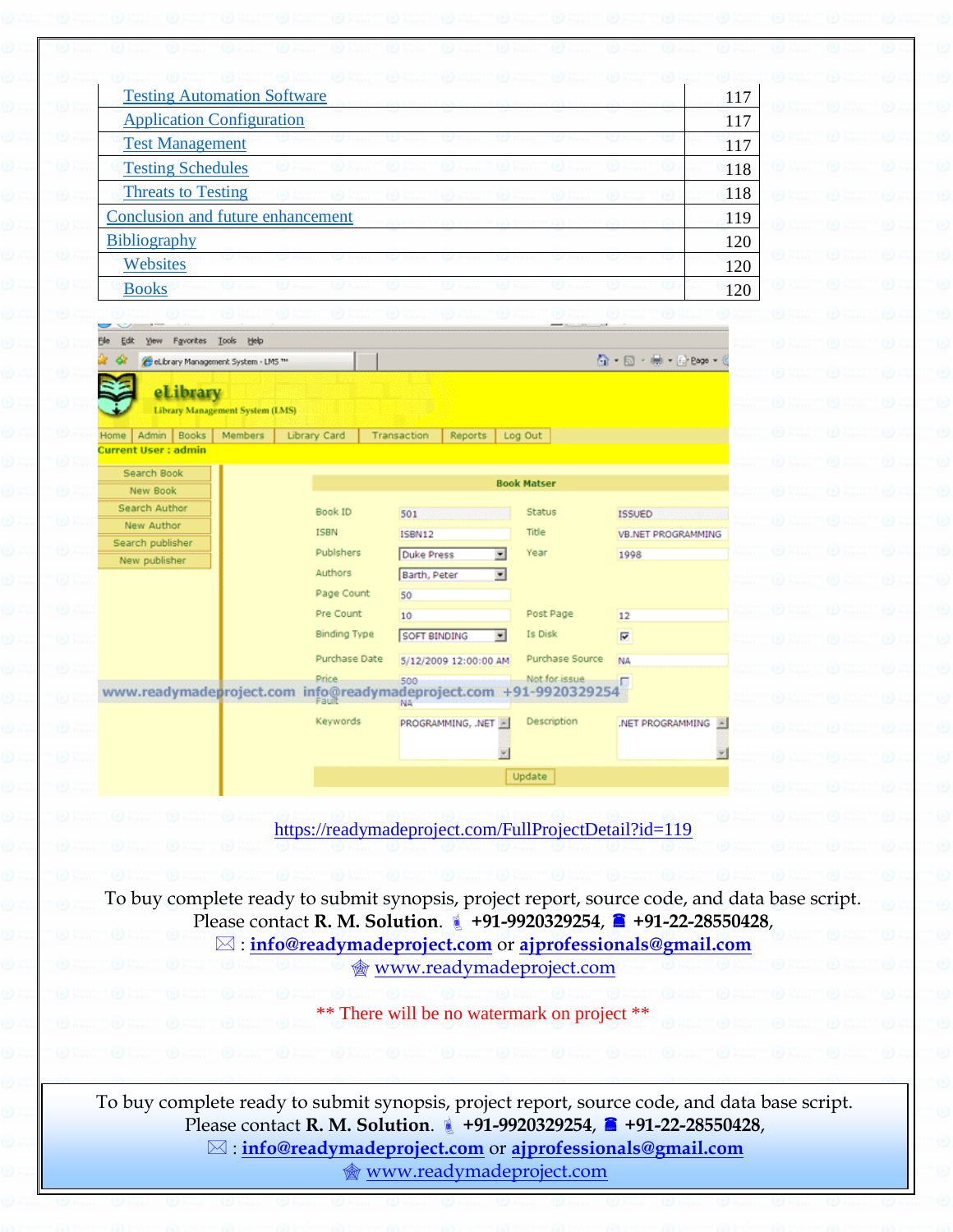| | |
|---|---|
| Testing Automation Software | 117 |
| Application Configuration | 117 |
| Test Management | 117 |
| Testing Schedules | 118 |
| Threats to Testing | 118 |
| Conclusion and future enhancement | 119 |
| Bibliography | 120 |
| Websites | 120 |
| Books | 120 |

https://readymadeproject.com/FullProjectDetail?id=119

To buy complete ready to submit synopsis, project report, source code, and data base script.
Please contact **R. M. Solution**. +91-9920329254, +91-22-28550428,
: **info@readymadeproject.com** or **ajprofessionals@gmail.com**
www.readymadeproject.com

** There will be no watermark on project **

To buy complete ready to submit synopsis, project report, source code, and data base script.
Please contact **R. M. Solution**. +91-9920329254, +91-22-28550428,
: **info@readymadeproject.com** or **ajprofessionals@gmail.com**
www.readymadeproject.com